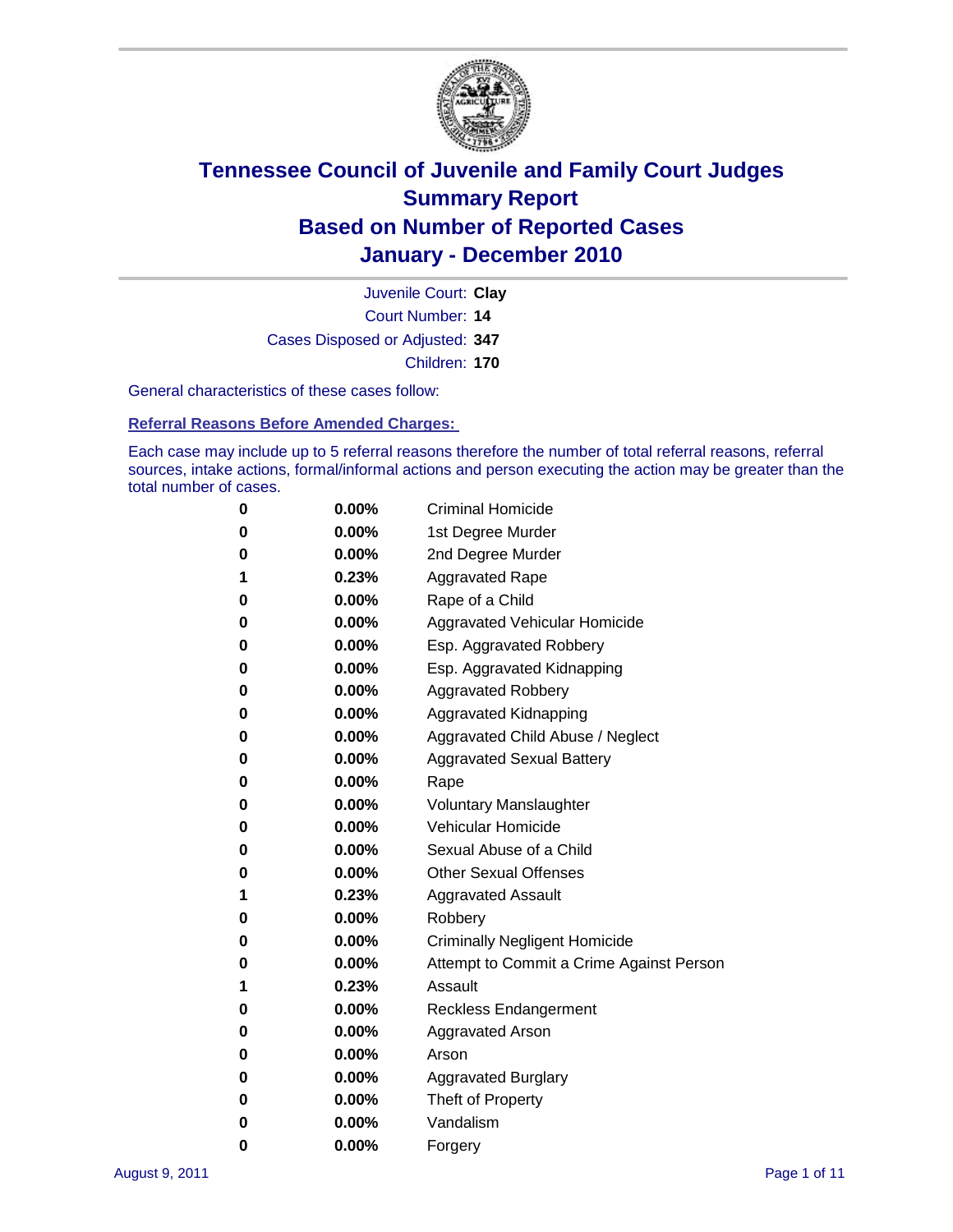# Tennessee Council of Juvenile and Family Court Judges
## Summary Report
## Based on Number of Reported Cases
## January - December 2010

Juvenile Court: **Clay**

Court Number: **14**

Cases Disposed or Adjusted: **347**

Children: **170**

General characteristics of these cases follow:

### Referral Reasons Before Amended Charges:

Each case may include up to 5 referral reasons therefore the number of total referral reasons, referral sources, intake actions, formal/informal actions and person executing the action may be greater than the total number of cases.

| | | |
|---|---|---|
| 0 | 0.00% | Criminal Homicide |
| 0 | 0.00% | 1st Degree Murder |
| 0 | 0.00% | 2nd Degree Murder |
| 1 | 0.23% | Aggravated Rape |
| 0 | 0.00% | Rape of a Child |
| 0 | 0.00% | Aggravated Vehicular Homicide |
| 0 | 0.00% | Esp. Aggravated Robbery |
| 0 | 0.00% | Esp. Aggravated Kidnapping |
| 0 | 0.00% | Aggravated Robbery |
| 0 | 0.00% | Aggravated Kidnapping |
| 0 | 0.00% | Aggravated Child Abuse / Neglect |
| 0 | 0.00% | Aggravated Sexual Battery |
| 0 | 0.00% | Rape |
| 0 | 0.00% | Voluntary Manslaughter |
| 0 | 0.00% | Vehicular Homicide |
| 0 | 0.00% | Sexual Abuse of a Child |
| 0 | 0.00% | Other Sexual Offenses |
| 1 | 0.23% | Aggravated Assault |
| 0 | 0.00% | Robbery |
| 0 | 0.00% | Criminally Negligent Homicide |
| 0 | 0.00% | Attempt to Commit a Crime Against Person |
| 1 | 0.23% | Assault |
| 0 | 0.00% | Reckless Endangerment |
| 0 | 0.00% | Aggravated Arson |
| 0 | 0.00% | Arson |
| 0 | 0.00% | Aggravated Burglary |
| 0 | 0.00% | Theft of Property |
| 0 | 0.00% | Vandalism |
| 0 | 0.00% | Forgery |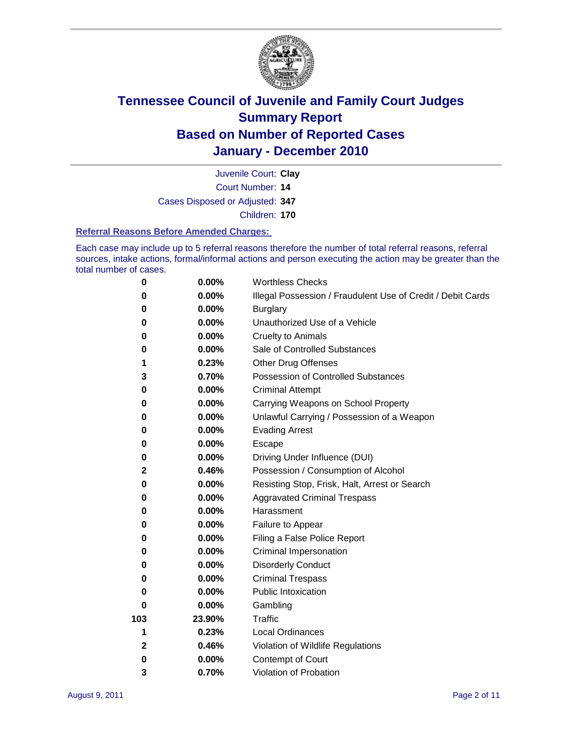# Tennessee Council of Juvenile and Family Court Judges
## Summary Report
## Based on Number of Reported Cases
## January - December 2010

Juvenile Court: **Clay**
Court Number: **14**
Cases Disposed or Adjusted: **347**
Children: **170**

### Referral Reasons Before Amended Charges:

Each case may include up to 5 referral reasons therefore the number of total referral reasons, referral sources, intake actions, formal/informal actions and person executing the action may be greater than the total number of cases.

| | | |
|---|---|---|
| 0 | 0.00% | Worthless Checks |
| 0 | 0.00% | Illegal Possession / Fraudulent Use of Credit / Debit Cards |
| 0 | 0.00% | Burglary |
| 0 | 0.00% | Unauthorized Use of a Vehicle |
| 0 | 0.00% | Cruelty to Animals |
| 0 | 0.00% | Sale of Controlled Substances |
| 1 | 0.23% | Other Drug Offenses |
| 3 | 0.70% | Possession of Controlled Substances |
| 0 | 0.00% | Criminal Attempt |
| 0 | 0.00% | Carrying Weapons on School Property |
| 0 | 0.00% | Unlawful Carrying / Possession of a Weapon |
| 0 | 0.00% | Evading Arrest |
| 0 | 0.00% | Escape |
| 0 | 0.00% | Driving Under Influence (DUI) |
| 2 | 0.46% | Possession / Consumption of Alcohol |
| 0 | 0.00% | Resisting Stop, Frisk, Halt, Arrest or Search |
| 0 | 0.00% | Aggravated Criminal Trespass |
| 0 | 0.00% | Harassment |
| 0 | 0.00% | Failure to Appear |
| 0 | 0.00% | Filing a False Police Report |
| 0 | 0.00% | Criminal Impersonation |
| 0 | 0.00% | Disorderly Conduct |
| 0 | 0.00% | Criminal Trespass |
| 0 | 0.00% | Public Intoxication |
| 0 | 0.00% | Gambling |
| 103 | 23.90% | Traffic |
| 1 | 0.23% | Local Ordinances |
| 2 | 0.46% | Violation of Wildlife Regulations |
| 0 | 0.00% | Contempt of Court |
| 3 | 0.70% | Violation of Probation |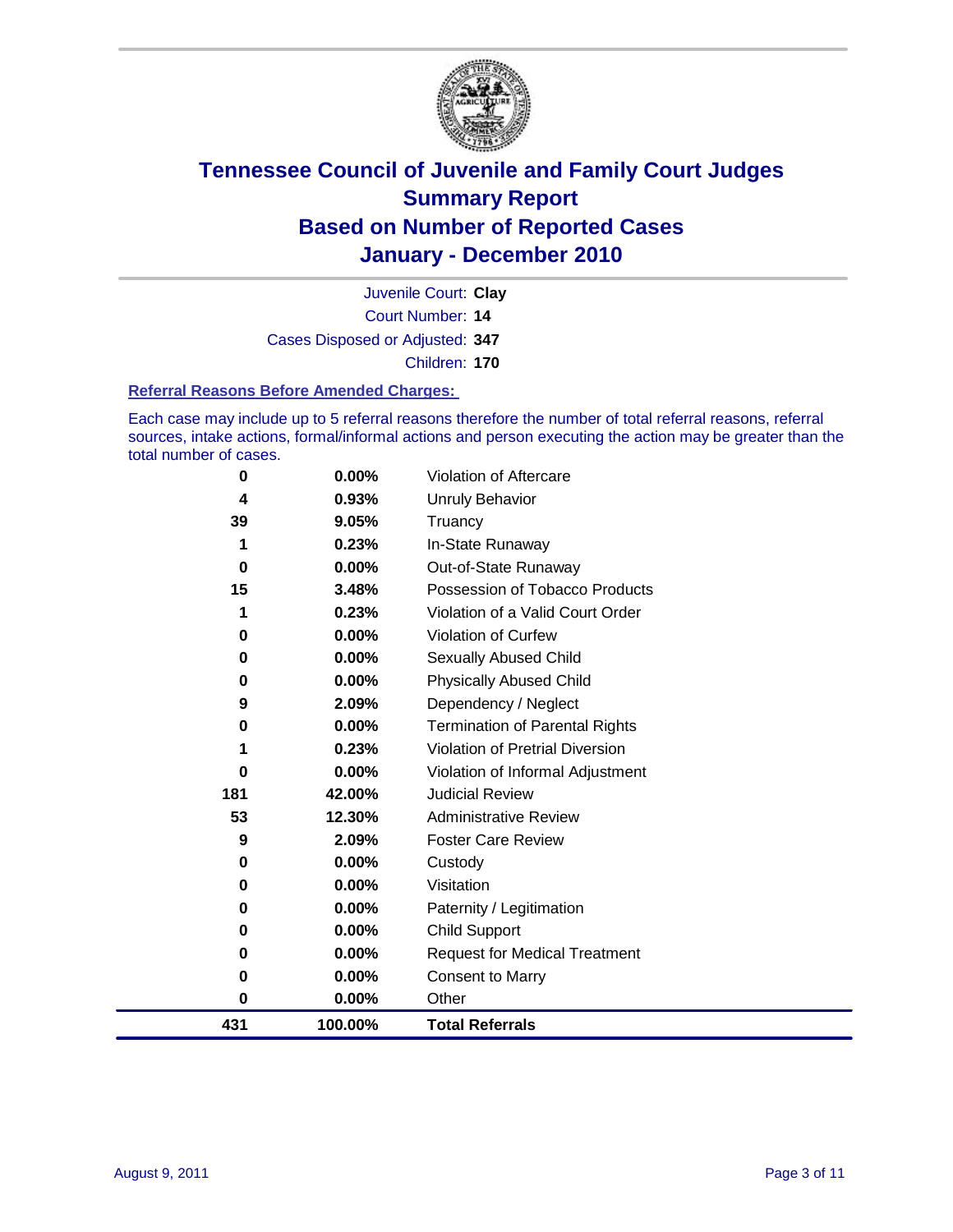# Tennessee Council of Juvenile and Family Court Judges
## Summary Report
## Based on Number of Reported Cases
## January - December 2010

Juvenile Court: **Clay**
Court Number: **14**
Cases Disposed or Adjusted: **347**
Children: **170**

### Referral Reasons Before Amended Charges:

Each case may include up to 5 referral reasons therefore the number of total referral reasons, referral sources, intake actions, formal/informal actions and person executing the action may be greater than the total number of cases.

| Count | Percent | Referral Reason |
|---|---|---|
| 0 | 0.00% | Violation of Aftercare |
| 4 | 0.93% | Unruly Behavior |
| 39 | 9.05% | Truancy |
| 1 | 0.23% | In-State Runaway |
| 0 | 0.00% | Out-of-State Runaway |
| 15 | 3.48% | Possession of Tobacco Products |
| 1 | 0.23% | Violation of a Valid Court Order |
| 0 | 0.00% | Violation of Curfew |
| 0 | 0.00% | Sexually Abused Child |
| 0 | 0.00% | Physically Abused Child |
| 9 | 2.09% | Dependency / Neglect |
| 0 | 0.00% | Termination of Parental Rights |
| 1 | 0.23% | Violation of Pretrial Diversion |
| 0 | 0.00% | Violation of Informal Adjustment |
| 181 | 42.00% | Judicial Review |
| 53 | 12.30% | Administrative Review |
| 9 | 2.09% | Foster Care Review |
| 0 | 0.00% | Custody |
| 0 | 0.00% | Visitation |
| 0 | 0.00% | Paternity / Legitimation |
| 0 | 0.00% | Child Support |
| 0 | 0.00% | Request for Medical Treatment |
| 0 | 0.00% | Consent to Marry |
| 0 | 0.00% | Other |
| **431** | **100.00%** | **Total Referrals** |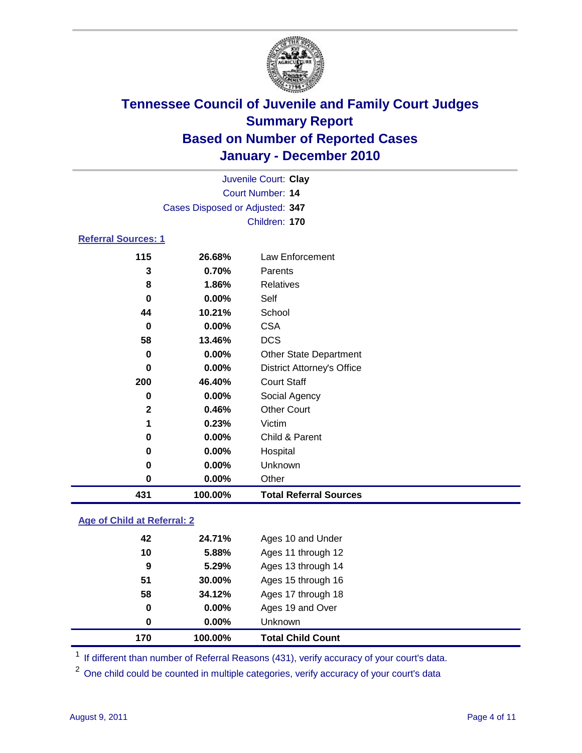# Tennessee Council of Juvenile and Family Court Judges
## Summary Report
## Based on Number of Reported Cases
## January - December 2010

Juvenile Court: **Clay**
Court Number: **14**
Cases Disposed or Adjusted: **347**
Children: **170**

### Referral Sources: 1

| | | |
|---|---|---|
| 115 | 26.68% | Law Enforcement |
| 3 | 0.70% | Parents |
| 8 | 1.86% | Relatives |
| 0 | 0.00% | Self |
| 44 | 10.21% | School |
| 0 | 0.00% | CSA |
| 58 | 13.46% | DCS |
| 0 | 0.00% | Other State Department |
| 0 | 0.00% | District Attorney's Office |
| 200 | 46.40% | Court Staff |
| 0 | 0.00% | Social Agency |
| 2 | 0.46% | Other Court |
| 1 | 0.23% | Victim |
| 0 | 0.00% | Child & Parent |
| 0 | 0.00% | Hospital |
| 0 | 0.00% | Unknown |
| 0 | 0.00% | Other |
| **431** | **100.00%** | **Total Referral Sources** |

### Age of Child at Referral: 2

| | | |
|---|---|---|
| 42 | 24.71% | Ages 10 and Under |
| 10 | 5.88% | Ages 11 through 12 |
| 9 | 5.29% | Ages 13 through 14 |
| 51 | 30.00% | Ages 15 through 16 |
| 58 | 34.12% | Ages 17 through 18 |
| 0 | 0.00% | Ages 19 and Over |
| 0 | 0.00% | Unknown |
| **170** | **100.00%** | **Total Child Count** |

[1] If different than number of Referral Reasons (431), verify accuracy of your court's data.

[2] One child could be counted in multiple categories, verify accuracy of your court's data

August 9, 2011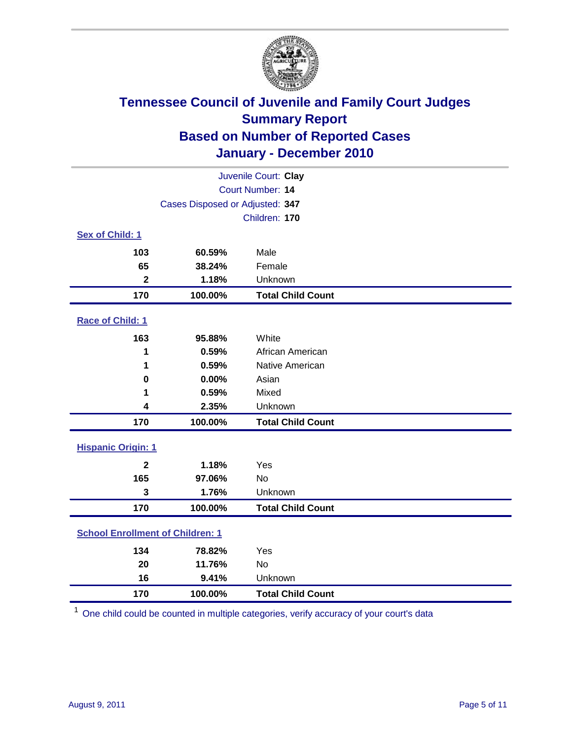# Tennessee Council of Juvenile and Family Court Judges
## Summary Report
## Based on Number of Reported Cases
## January - December 2010

Juvenile Court: **Clay**
Court Number: **14**
Cases Disposed or Adjusted: **347**
Children: **170**

### Sex of Child: 1

| | | |
|---|---|---|
| 103 | 60.59% | Male |
| 65 | 38.24% | Female |
| 2 | 1.18% | Unknown |
| **170** | **100.00%** | **Total Child Count** |

### Race of Child: 1

| | | |
|---|---|---|
| 163 | 95.88% | White |
| 1 | 0.59% | African American |
| 1 | 0.59% | Native American |
| 0 | 0.00% | Asian |
| 1 | 0.59% | Mixed |
| 4 | 2.35% | Unknown |
| **170** | **100.00%** | **Total Child Count** |

### Hispanic Origin: 1

| | | |
|---|---|---|
| 2 | 1.18% | Yes |
| 165 | 97.06% | No |
| 3 | 1.76% | Unknown |
| **170** | **100.00%** | **Total Child Count** |

### School Enrollment of Children: 1

| | | |
|---|---|---|
| 134 | 78.82% | Yes |
| 20 | 11.76% | No |
| 16 | 9.41% | Unknown |
| **170** | **100.00%** | **Total Child Count** |

[1] One child could be counted in multiple categories, verify accuracy of your court's data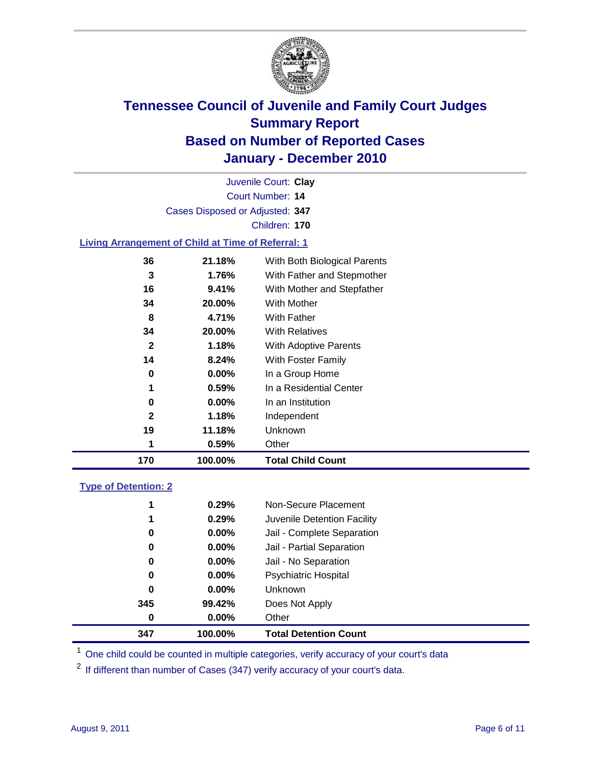# Tennessee Council of Juvenile and Family Court Judges
## Summary Report
## Based on Number of Reported Cases
## January - December 2010

Juvenile Court: **Clay**
Court Number: **14**
Cases Disposed or Adjusted: **347**
Children: **170**

### Living Arrangement of Child at Time of Referral: 1

| | | |
|---|---|---|
| 36 | 21.18% | With Both Biological Parents |
| 3 | 1.76% | With Father and Stepmother |
| 16 | 9.41% | With Mother and Stepfather |
| 34 | 20.00% | With Mother |
| 8 | 4.71% | With Father |
| 34 | 20.00% | With Relatives |
| 2 | 1.18% | With Adoptive Parents |
| 14 | 8.24% | With Foster Family |
| 0 | 0.00% | In a Group Home |
| 1 | 0.59% | In a Residential Center |
| 0 | 0.00% | In an Institution |
| 2 | 1.18% | Independent |
| 19 | 11.18% | Unknown |
| 1 | 0.59% | Other |
| **170** | **100.00%** | **Total Child Count** |

### Type of Detention: 2

| | | |
|---|---|---|
| 1 | 0.29% | Non-Secure Placement |
| 1 | 0.29% | Juvenile Detention Facility |
| 0 | 0.00% | Jail - Complete Separation |
| 0 | 0.00% | Jail - Partial Separation |
| 0 | 0.00% | Jail - No Separation |
| 0 | 0.00% | Psychiatric Hospital |
| 0 | 0.00% | Unknown |
| 345 | 99.42% | Does Not Apply |
| 0 | 0.00% | Other |
| **347** | **100.00%** | **Total Detention Count** |

[1] One child could be counted in multiple categories, verify accuracy of your court's data

[2] If different than number of Cases (347) verify accuracy of your court's data.

August 9, 2011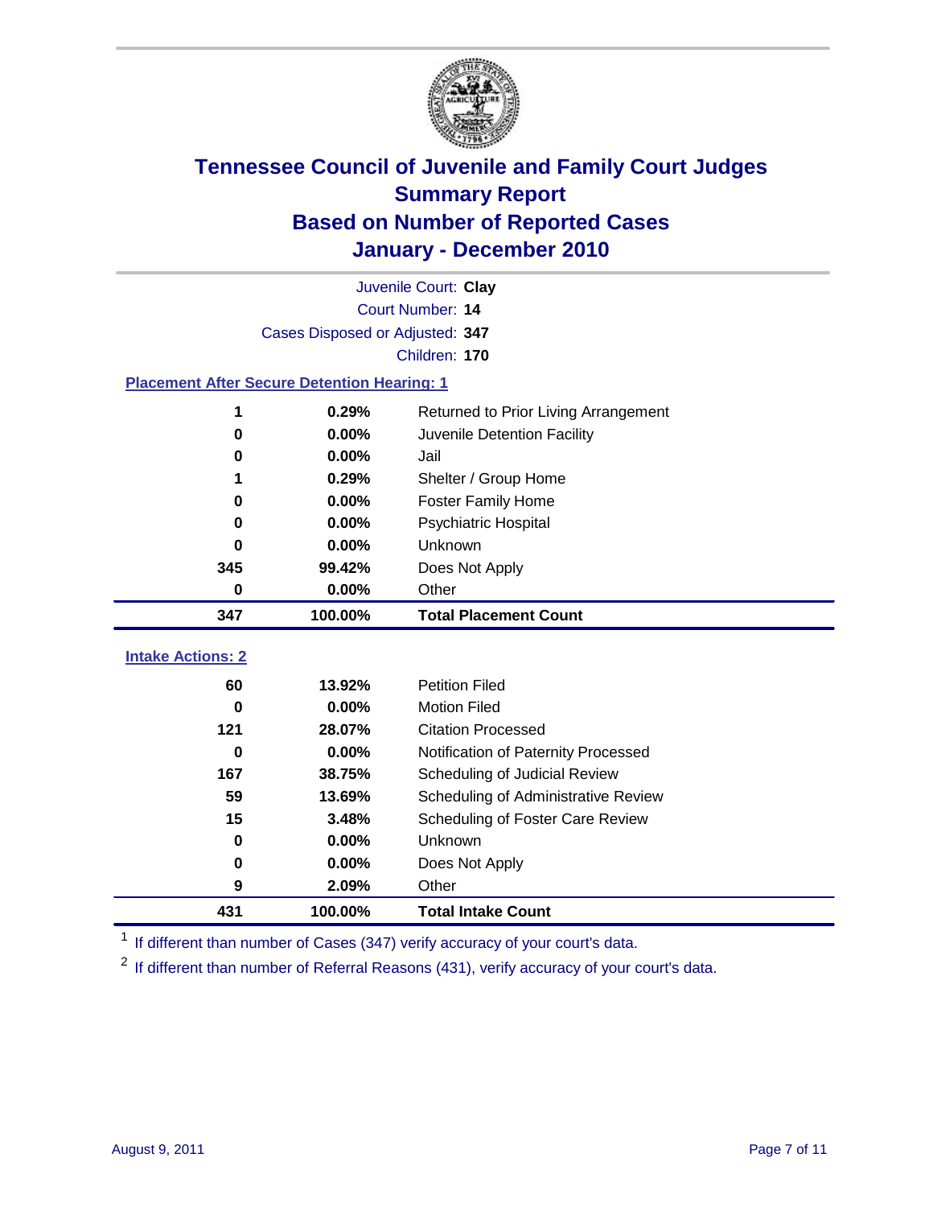# Tennessee Council of Juvenile and Family Court Judges
## Summary Report
## Based on Number of Reported Cases
## January - December 2010

Juvenile Court: **Clay**
Court Number: **14**
Cases Disposed or Adjusted: **347**
Children: **170**

### Placement After Secure Detention Hearing: 1

| Count | Percent | Placement |
|---|---|---|
| 1 | 0.29% | Returned to Prior Living Arrangement |
| 0 | 0.00% | Juvenile Detention Facility |
| 0 | 0.00% | Jail |
| 1 | 0.29% | Shelter / Group Home |
| 0 | 0.00% | Foster Family Home |
| 0 | 0.00% | Psychiatric Hospital |
| 0 | 0.00% | Unknown |
| 345 | 99.42% | Does Not Apply |
| 0 | 0.00% | Other |
| **347** | **100.00%** | **Total Placement Count** |

### Intake Actions: 2

| Count | Percent | Intake Action |
|---|---|---|
| 60 | 13.92% | Petition Filed |
| 0 | 0.00% | Motion Filed |
| 121 | 28.07% | Citation Processed |
| 0 | 0.00% | Notification of Paternity Processed |
| 167 | 38.75% | Scheduling of Judicial Review |
| 59 | 13.69% | Scheduling of Administrative Review |
| 15 | 3.48% | Scheduling of Foster Care Review |
| 0 | 0.00% | Unknown |
| 0 | 0.00% | Does Not Apply |
| 9 | 2.09% | Other |
| **431** | **100.00%** | **Total Intake Count** |

[1] If different than number of Cases (347) verify accuracy of your court's data.

[2] If different than number of Referral Reasons (431), verify accuracy of your court's data.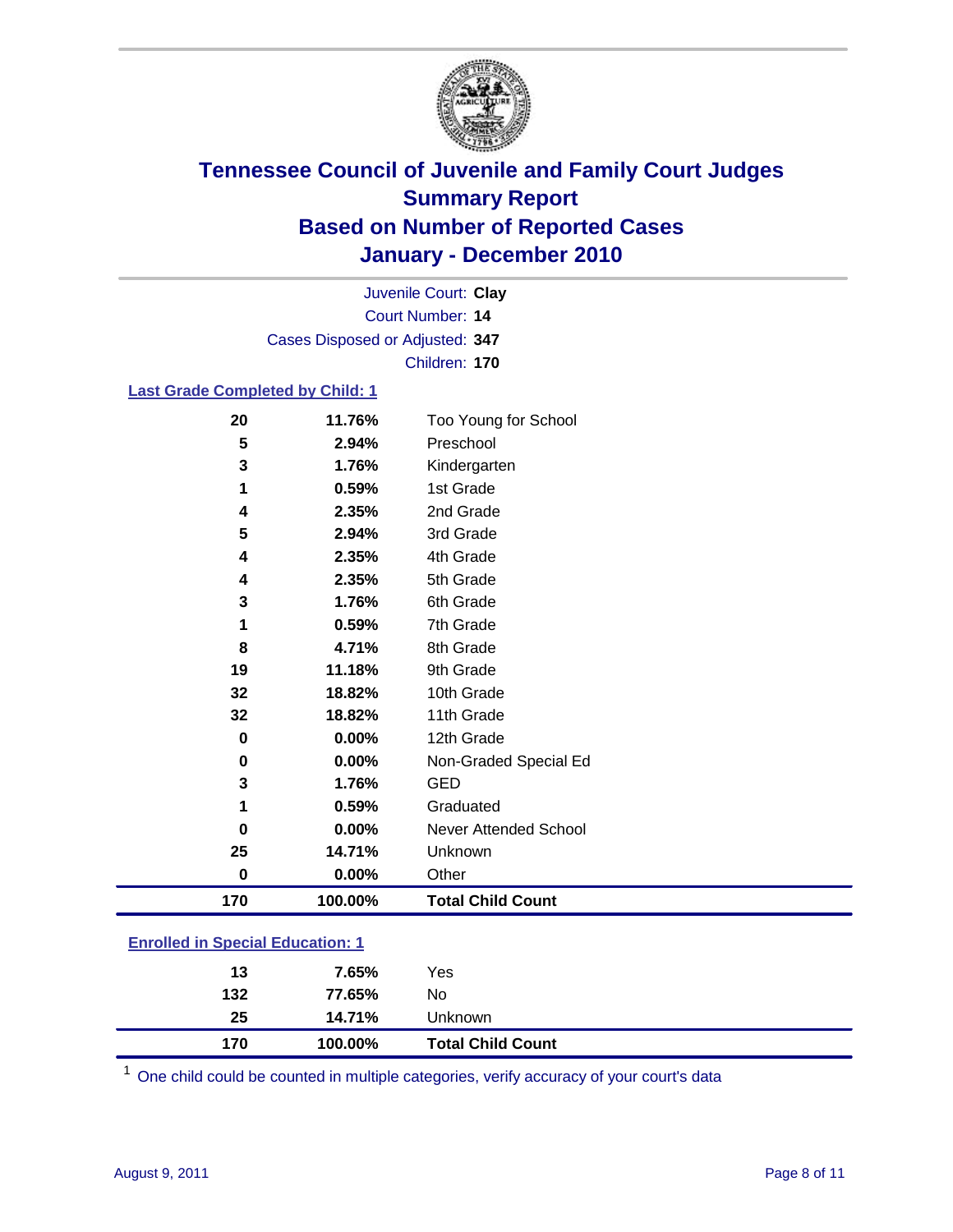# Tennessee Council of Juvenile and Family Court Judges
## Summary Report
## Based on Number of Reported Cases
## January - December 2010

Juvenile Court: **Clay**
Court Number: **14**
Cases Disposed or Adjusted: **347**
Children: **170**

### Last Grade Completed by Child: 1

| Count | Percent | Category |
|---|---|---|
| 20 | 11.76% | Too Young for School |
| 5 | 2.94% | Preschool |
| 3 | 1.76% | Kindergarten |
| 1 | 0.59% | 1st Grade |
| 4 | 2.35% | 2nd Grade |
| 5 | 2.94% | 3rd Grade |
| 4 | 2.35% | 4th Grade |
| 4 | 2.35% | 5th Grade |
| 3 | 1.76% | 6th Grade |
| 1 | 0.59% | 7th Grade |
| 8 | 4.71% | 8th Grade |
| 19 | 11.18% | 9th Grade |
| 32 | 18.82% | 10th Grade |
| 32 | 18.82% | 11th Grade |
| 0 | 0.00% | 12th Grade |
| 0 | 0.00% | Non-Graded Special Ed |
| 3 | 1.76% | GED |
| 1 | 0.59% | Graduated |
| 0 | 0.00% | Never Attended School |
| 25 | 14.71% | Unknown |
| 0 | 0.00% | Other |
| **170** | **100.00%** | **Total Child Count** |

### Enrolled in Special Education: 1

| Count | Percent | Category |
|---|---|---|
| 13 | 7.65% | Yes |
| 132 | 77.65% | No |
| 25 | 14.71% | Unknown |
| **170** | **100.00%** | **Total Child Count** |

[1] One child could be counted in multiple categories, verify accuracy of your court's data

August 9, 2011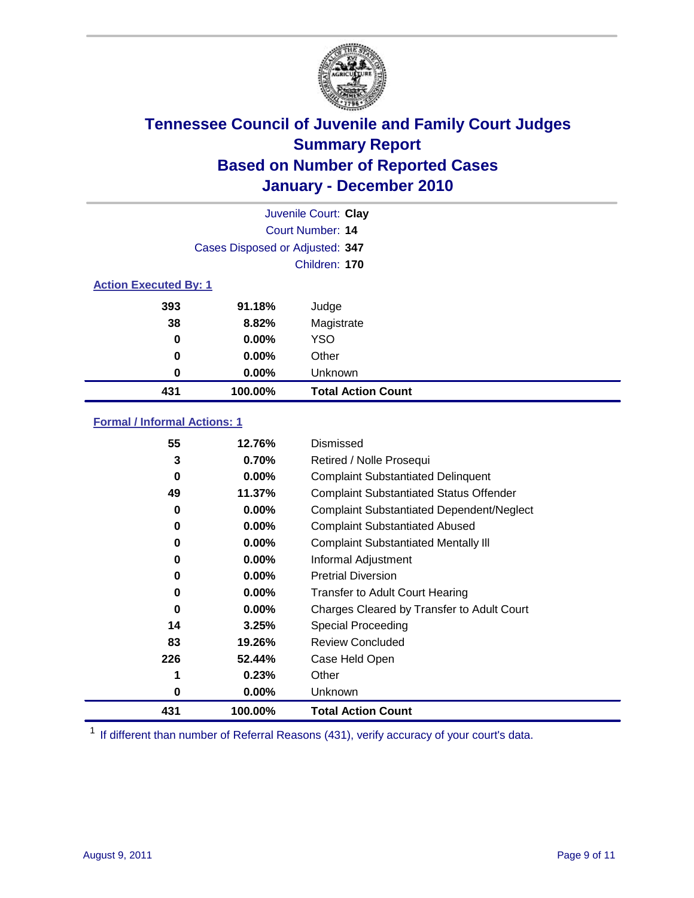# Tennessee Council of Juvenile and Family Court Judges
## Summary Report
## Based on Number of Reported Cases
## January - December 2010

Juvenile Court: **Clay**
Court Number: **14**
Cases Disposed or Adjusted: **347**
Children: **170**

### Action Executed By: 1

| | | |
|---|---|---|
| 393 | 91.18% | Judge |
| 38 | 8.82% | Magistrate |
| 0 | 0.00% | YSO |
| 0 | 0.00% | Other |
| 0 | 0.00% | Unknown |
| **431** | **100.00%** | **Total Action Count** |

### Formal / Informal Actions: 1

| | | |
|---|---|---|
| 55 | 12.76% | Dismissed |
| 3 | 0.70% | Retired / Nolle Prosequi |
| 0 | 0.00% | Complaint Substantiated Delinquent |
| 49 | 11.37% | Complaint Substantiated Status Offender |
| 0 | 0.00% | Complaint Substantiated Dependent/Neglect |
| 0 | 0.00% | Complaint Substantiated Abused |
| 0 | 0.00% | Complaint Substantiated Mentally Ill |
| 0 | 0.00% | Informal Adjustment |
| 0 | 0.00% | Pretrial Diversion |
| 0 | 0.00% | Transfer to Adult Court Hearing |
| 0 | 0.00% | Charges Cleared by Transfer to Adult Court |
| 14 | 3.25% | Special Proceeding |
| 83 | 19.26% | Review Concluded |
| 226 | 52.44% | Case Held Open |
| 1 | 0.23% | Other |
| 0 | 0.00% | Unknown |
| **431** | **100.00%** | **Total Action Count** |

[1] If different than number of Referral Reasons (431), verify accuracy of your court's data.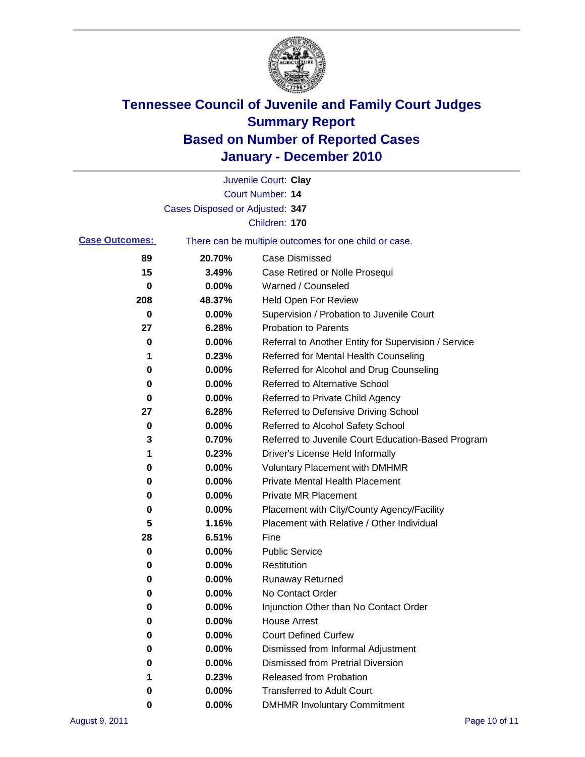# Tennessee Council of Juvenile and Family Court Judges
## Summary Report
## Based on Number of Reported Cases
## January - December 2010

Juvenile Court: **Clay**
Court Number: **14**
Cases Disposed or Adjusted: **347**
Children: **170**

**Case Outcomes:** There can be multiple outcomes for one child or case.

| Count | Percent | Outcome |
|---|---|---|
| 89 | 20.70% | Case Dismissed |
| 15 | 3.49% | Case Retired or Nolle Prosequi |
| 0 | 0.00% | Warned / Counseled |
| 208 | 48.37% | Held Open For Review |
| 0 | 0.00% | Supervision / Probation to Juvenile Court |
| 27 | 6.28% | Probation to Parents |
| 0 | 0.00% | Referral to Another Entity for Supervision / Service |
| 1 | 0.23% | Referred for Mental Health Counseling |
| 0 | 0.00% | Referred for Alcohol and Drug Counseling |
| 0 | 0.00% | Referred to Alternative School |
| 0 | 0.00% | Referred to Private Child Agency |
| 27 | 6.28% | Referred to Defensive Driving School |
| 0 | 0.00% | Referred to Alcohol Safety School |
| 3 | 0.70% | Referred to Juvenile Court Education-Based Program |
| 1 | 0.23% | Driver's License Held Informally |
| 0 | 0.00% | Voluntary Placement with DMHMR |
| 0 | 0.00% | Private Mental Health Placement |
| 0 | 0.00% | Private MR Placement |
| 0 | 0.00% | Placement with City/County Agency/Facility |
| 5 | 1.16% | Placement with Relative / Other Individual |
| 28 | 6.51% | Fine |
| 0 | 0.00% | Public Service |
| 0 | 0.00% | Restitution |
| 0 | 0.00% | Runaway Returned |
| 0 | 0.00% | No Contact Order |
| 0 | 0.00% | Injunction Other than No Contact Order |
| 0 | 0.00% | House Arrest |
| 0 | 0.00% | Court Defined Curfew |
| 0 | 0.00% | Dismissed from Informal Adjustment |
| 0 | 0.00% | Dismissed from Pretrial Diversion |
| 1 | 0.23% | Released from Probation |
| 0 | 0.00% | Transferred to Adult Court |
| 0 | 0.00% | DMHMR Involuntary Commitment |

August 9, 2011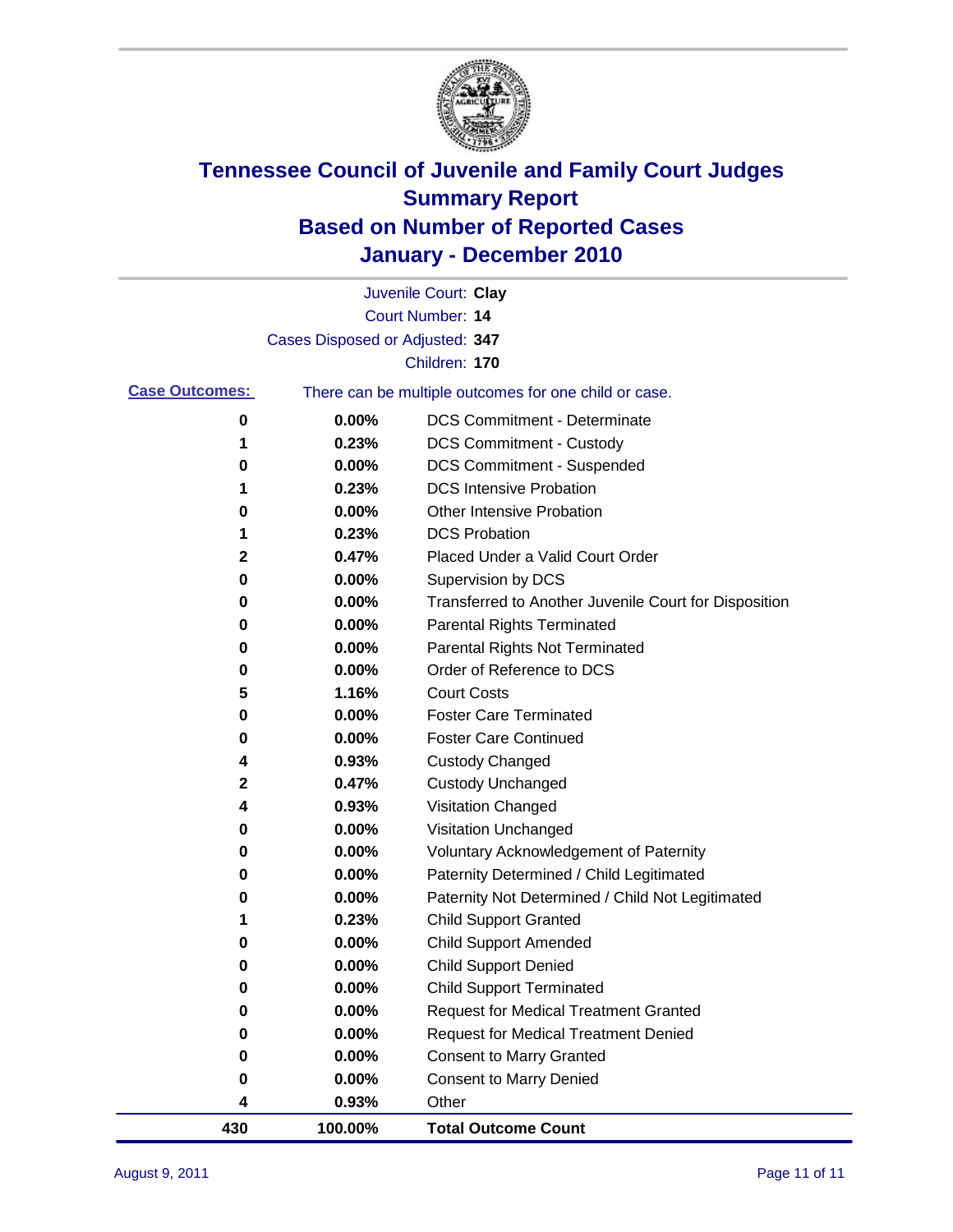# Tennessee Council of Juvenile and Family Court Judges
## Summary Report
## Based on Number of Reported Cases
## January - December 2010

Juvenile Court: **Clay**

Court Number: **14**

Cases Disposed or Adjusted: **347**

Children: **170**

**Case Outcomes:** There can be multiple outcomes for one child or case.

| | | |
|---|---|---|
| 0 | 0.00% | DCS Commitment - Determinate |
| 1 | 0.23% | DCS Commitment - Custody |
| 0 | 0.00% | DCS Commitment - Suspended |
| 1 | 0.23% | DCS Intensive Probation |
| 0 | 0.00% | Other Intensive Probation |
| 1 | 0.23% | DCS Probation |
| 2 | 0.47% | Placed Under a Valid Court Order |
| 0 | 0.00% | Supervision by DCS |
| 0 | 0.00% | Transferred to Another Juvenile Court for Disposition |
| 0 | 0.00% | Parental Rights Terminated |
| 0 | 0.00% | Parental Rights Not Terminated |
| 0 | 0.00% | Order of Reference to DCS |
| 5 | 1.16% | Court Costs |
| 0 | 0.00% | Foster Care Terminated |
| 0 | 0.00% | Foster Care Continued |
| 4 | 0.93% | Custody Changed |
| 2 | 0.47% | Custody Unchanged |
| 4 | 0.93% | Visitation Changed |
| 0 | 0.00% | Visitation Unchanged |
| 0 | 0.00% | Voluntary Acknowledgement of Paternity |
| 0 | 0.00% | Paternity Determined / Child Legitimated |
| 0 | 0.00% | Paternity Not Determined / Child Not Legitimated |
| 1 | 0.23% | Child Support Granted |
| 0 | 0.00% | Child Support Amended |
| 0 | 0.00% | Child Support Denied |
| 0 | 0.00% | Child Support Terminated |
| 0 | 0.00% | Request for Medical Treatment Granted |
| 0 | 0.00% | Request for Medical Treatment Denied |
| 0 | 0.00% | Consent to Marry Granted |
| 0 | 0.00% | Consent to Marry Denied |
| 4 | 0.93% | Other |
| **430** | **100.00%** | **Total Outcome Count** |